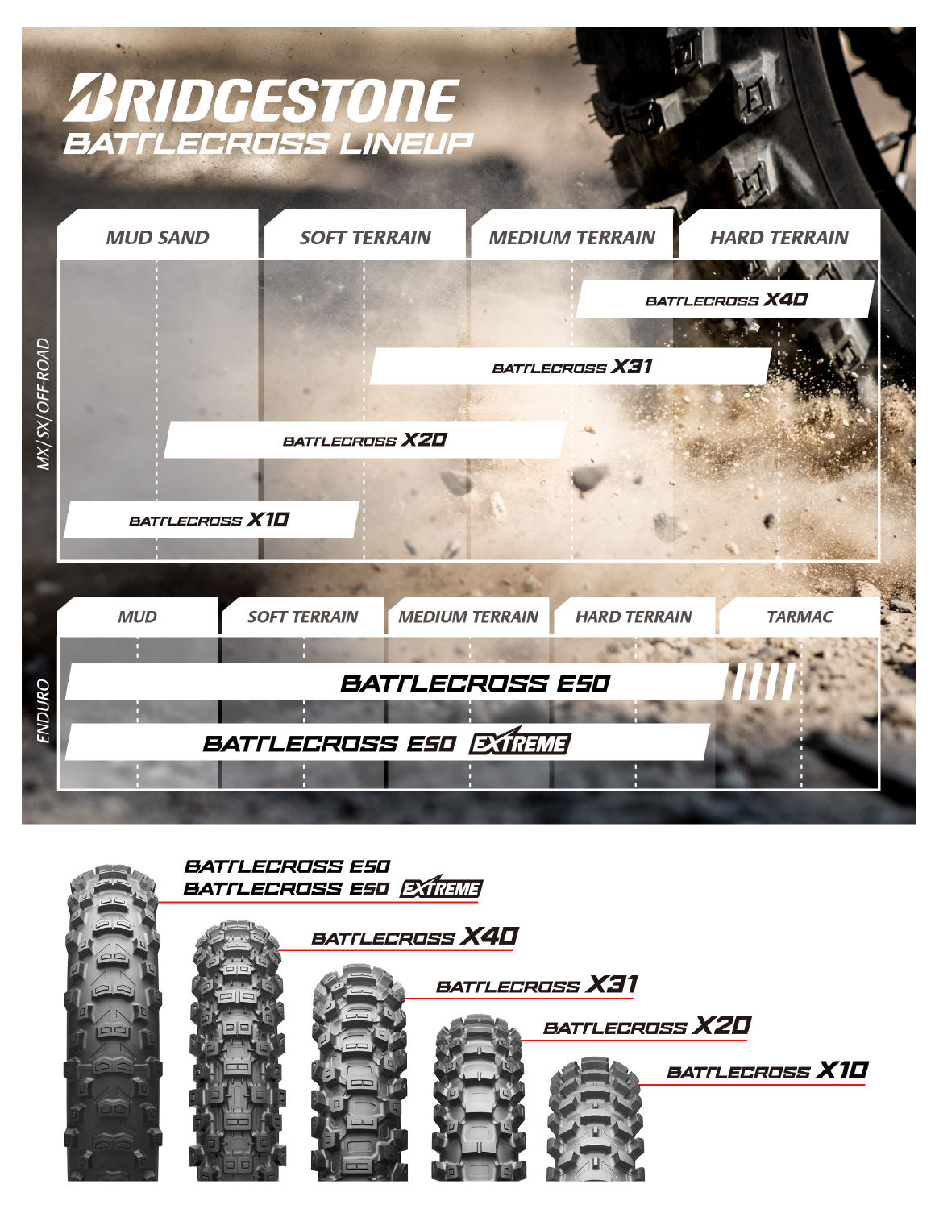# BRIDGESTONE

## BATTLECROSS LINEUP

### MX/SX/OFF-ROAD

| | MUD SAND | SOFT TERRAIN | MEDIUM TERRAIN | HARD TERRAIN |
|---|---|---|---|---|
| BATTLECROSS X40 | | | ✓ | ✓ |
| BATTLECROSS X31 | | ✓ | ✓ | ✓ |
| BATTLECROSS X20 | ✓ | ✓ | ✓ | |
| BATTLECROSS X10 | ✓ | ✓ | | |

### ENDURO

| | MUD | SOFT TERRAIN | MEDIUM TERRAIN | HARD TERRAIN | TARMAC |
|---|---|---|---|---|---|
| BATTLECROSS E50 | ✓ | ✓ | ✓ | ✓ | ✓ |
| BATTLECROSS E50 EXTREME | ✓ | ✓ | ✓ | ✓ | |

BATTLECROSS E50
BATTLECROSS E50 EXTREME

BATTLECROSS X40

BATTLECROSS X31

BATTLECROSS X20

BATTLECROSS X10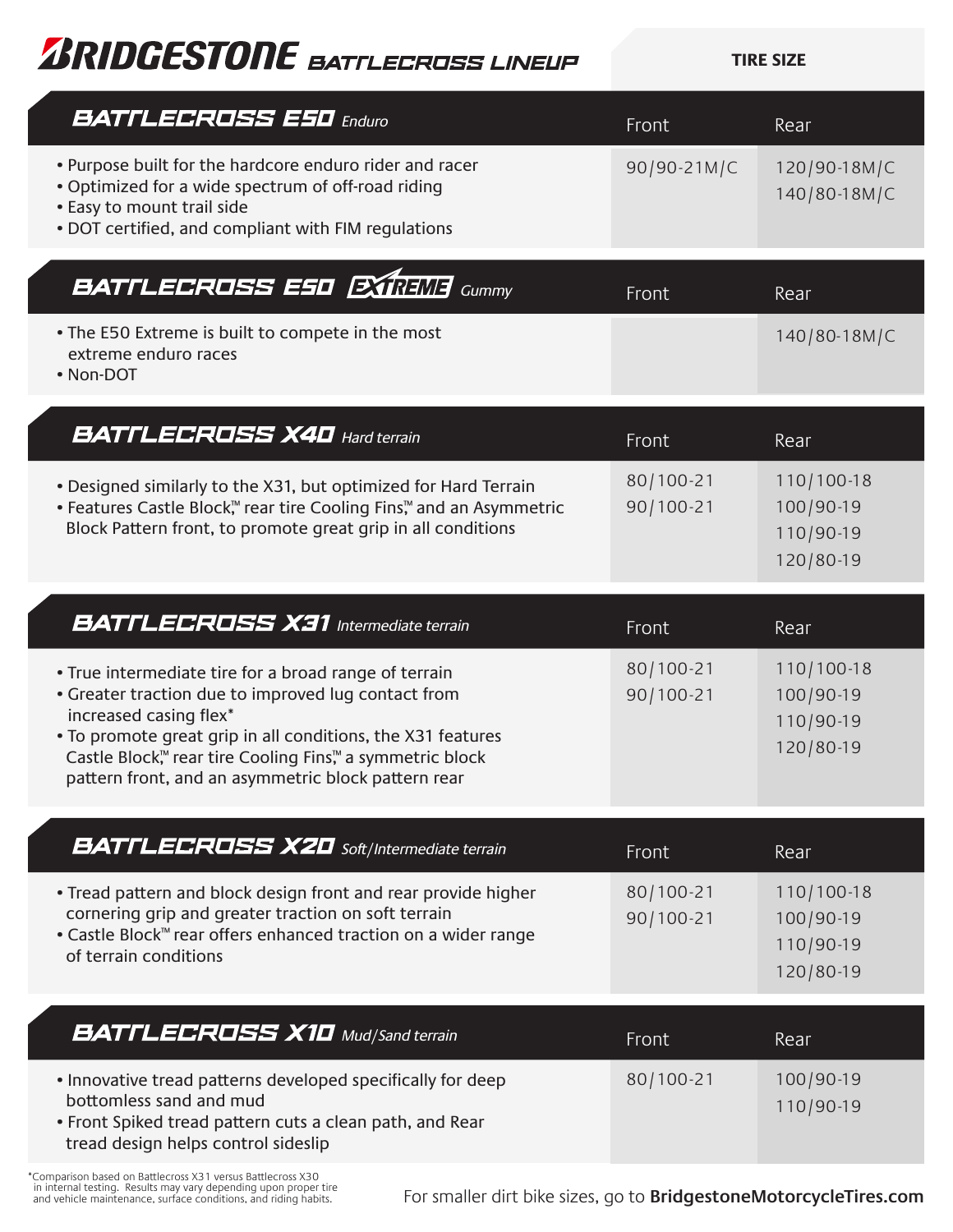# BRIDGESTONE BATTLECROSS LINEUP

**TIRE SIZE**

## BATTLECROSS E50 *Enduro*

| | Front | Rear |
|---|---|---|
| • Purpose built for the hardcore enduro rider and racer<br>• Optimized for a wide spectrum of off-road riding<br>• Easy to mount trail side<br>• DOT certified, and compliant with FIM regulations | 90/90-21M/C | 120/90-18M/C<br>140/80-18M/C |

## BATTLECROSS E50 EXTREME *Gummy*

| | Front | Rear |
|---|---|---|
| • The E50 Extreme is built to compete in the most extreme enduro races<br>• Non-DOT | | 140/80-18M/C |

## BATTLECROSS X40 *Hard terrain*

| | Front | Rear |
|---|---|---|
| • Designed similarly to the X31, but optimized for Hard Terrain<br>• Features Castle Block,™ rear tire Cooling Fins,™ and an Asymmetric Block Pattern front, to promote great grip in all conditions | 80/100-21<br>90/100-21 | 110/100-18<br>100/90-19<br>110/90-19<br>120/80-19 |

## BATTLECROSS X31 *Intermediate terrain*

| | Front | Rear |
|---|---|---|
| • True intermediate tire for a broad range of terrain<br>• Greater traction due to improved lug contact from increased casing flex*<br>• To promote great grip in all conditions, the X31 features Castle Block,™ rear tire Cooling Fins,™ a symmetric block pattern front, and an asymmetric block pattern rear | 80/100-21<br>90/100-21 | 110/100-18<br>100/90-19<br>110/90-19<br>120/80-19 |

## BATTLECROSS X20 *Soft/Intermediate terrain*

| | Front | Rear |
|---|---|---|
| • Tread pattern and block design front and rear provide higher cornering grip and greater traction on soft terrain<br>• Castle Block™ rear offers enhanced traction on a wider range of terrain conditions | 80/100-21<br>90/100-21 | 110/100-18<br>100/90-19<br>110/90-19<br>120/80-19 |

## BATTLECROSS X10 *Mud/Sand terrain*

| | Front | Rear |
|---|---|---|
| • Innovative tread patterns developed specifically for deep bottomless sand and mud<br>• Front Spiked tread pattern cuts a clean path, and Rear tread design helps control sideslip | 80/100-21 | 100/90-19<br>110/90-19 |

*Comparison based on Battlecross X31 versus Battlecross X30 in internal testing. Results may vary depending upon proper tire and vehicle maintenance, surface conditions, and riding habits.

For smaller dirt bike sizes, go to **BridgestoneMotorcycleTires.com**